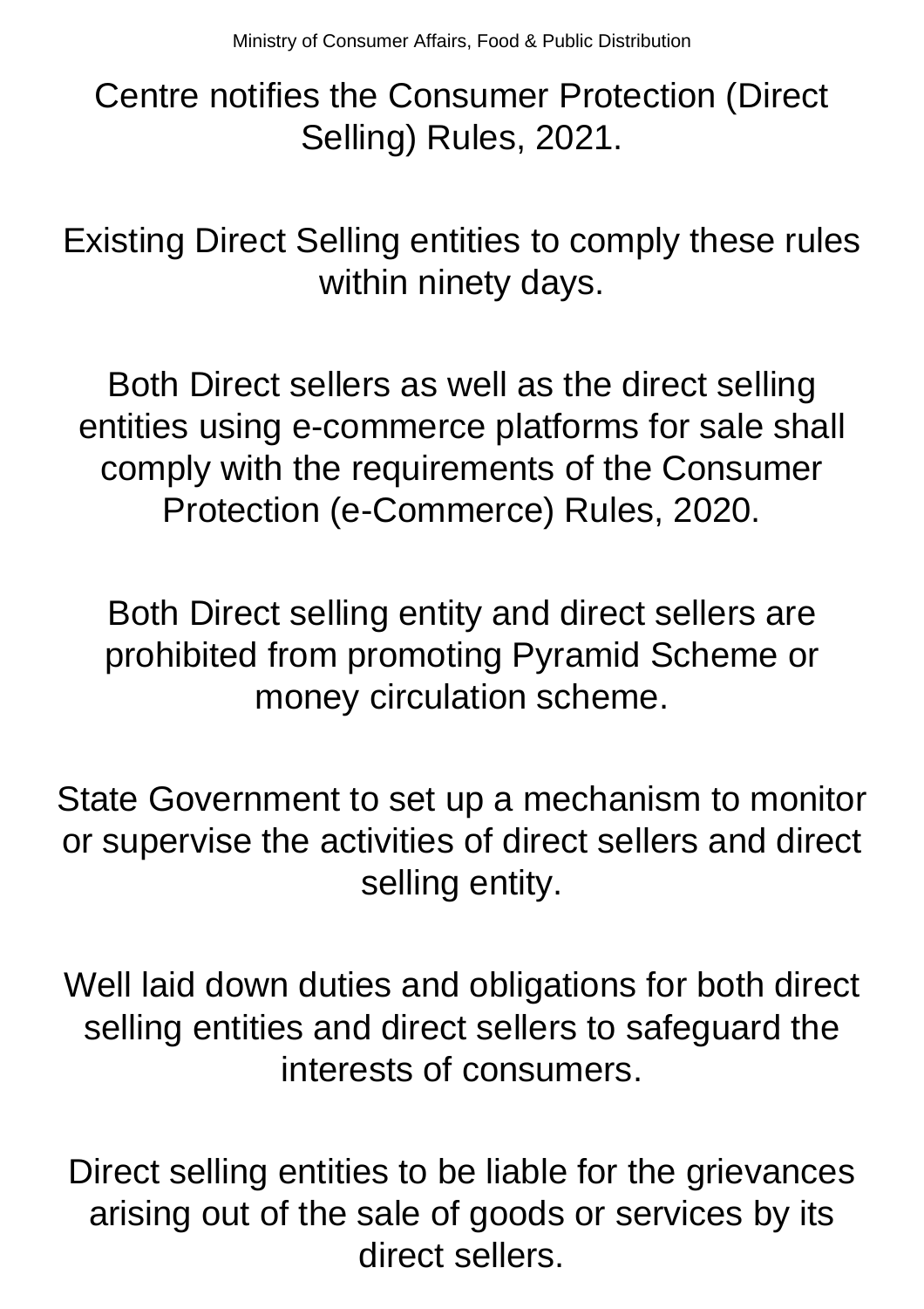Ministry of Consumer Affairs, Food & Public Distribution

# Centre notifies the Consumer Protection (Direct Selling) Rules, 2021.

Existing Direct Selling entities to comply these rules within ninety days.

Both Direct sellers as well as the direct selling entities using e-commerce platforms for sale shall comply with the requirements of the Consumer Protection (e-Commerce) Rules, 2020.

Both Direct selling entity and direct sellers are prohibited from promoting Pyramid Scheme or money circulation scheme.

State Government to set up a mechanism to monitor or supervise the activities of direct sellers and direct selling entity.

Well laid down duties and obligations for both direct selling entities and direct sellers to safeguard the interests of consumers.

Direct selling entities to be liable for the grievances arising out of the sale of goods or services by its direct sellers.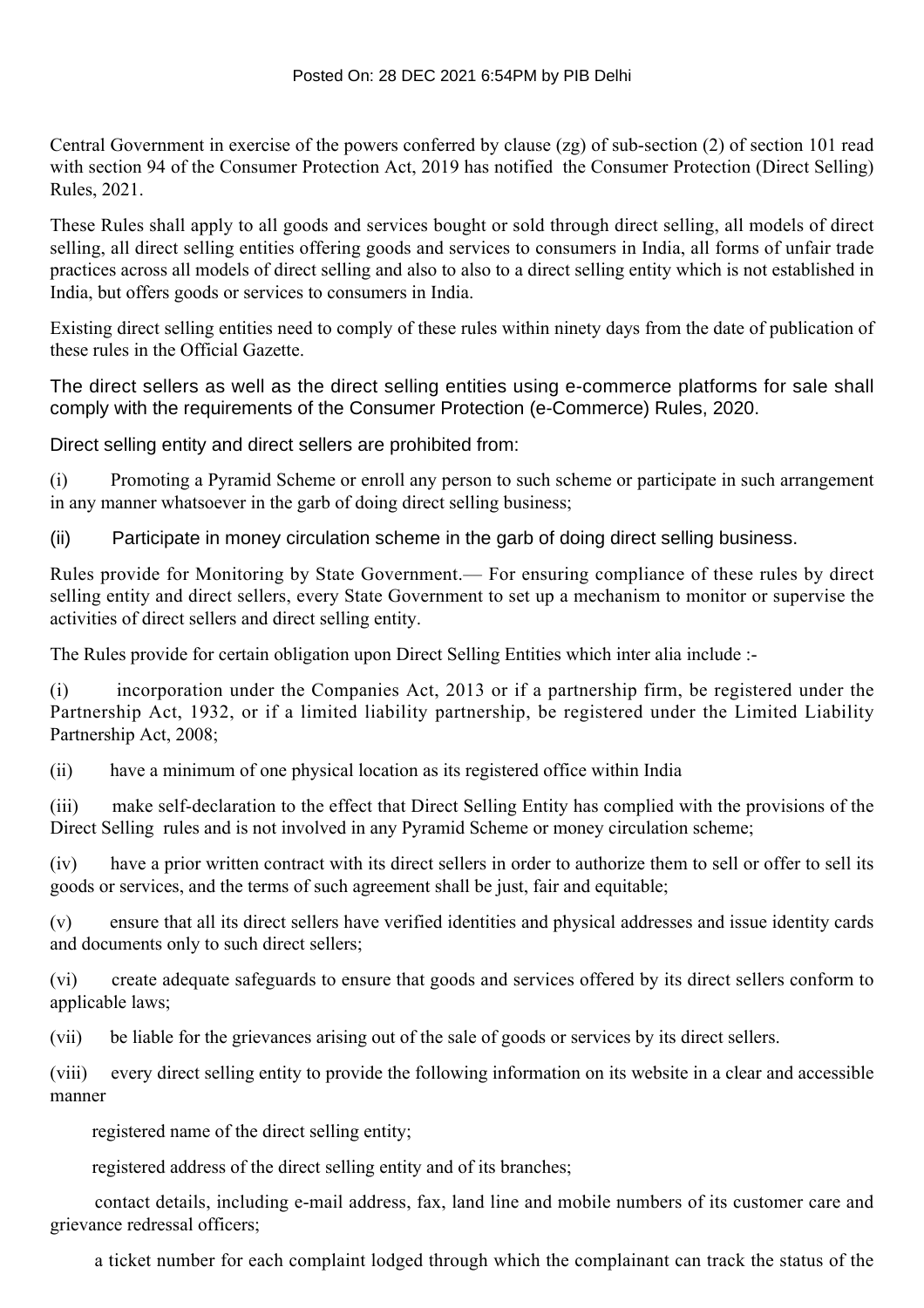Posted On: 28 DEC 2021 6:54PM by PIB Delhi

Central Government in exercise of the powers conferred by clause (zg) of sub-section (2) of section 101 read with section 94 of the Consumer Protection Act, 2019 has notified the Consumer Protection (Direct Selling) Rules, 2021.

These Rules shall apply to all goods and services bought or sold through direct selling, all models of direct selling, all direct selling entities offering goods and services to consumers in India, all forms of unfair trade practices across all models of direct selling and also to also to a direct selling entity which is not established in India, but offers goods or services to consumers in India.

Existing direct selling entities need to comply of these rules within ninety days from the date of publication of these rules in the Official Gazette.

The direct sellers as well as the direct selling entities using e-commerce platforms for sale shall comply with the requirements of the Consumer Protection (e-Commerce) Rules, 2020.

Direct selling entity and direct sellers are prohibited from:

(i) Promoting a Pyramid Scheme or enroll any person to such scheme or participate in such arrangement in any manner whatsoever in the garb of doing direct selling business;

(ii) Participate in money circulation scheme in the garb of doing direct selling business.

Rules provide for Monitoring by State Government.— For ensuring compliance of these rules by direct selling entity and direct sellers, every State Government to set up a mechanism to monitor or supervise the activities of direct sellers and direct selling entity.

The Rules provide for certain obligation upon Direct Selling Entities which inter alia include :-

(i) incorporation under the Companies Act, 2013 or if a partnership firm, be registered under the Partnership Act, 1932, or if a limited liability partnership, be registered under the Limited Liability Partnership Act, 2008;

(ii) have a minimum of one physical location as its registered office within India

(iii) make self-declaration to the effect that Direct Selling Entity has complied with the provisions of the Direct Selling rules and is not involved in any Pyramid Scheme or money circulation scheme;

(iv) have a prior written contract with its direct sellers in order to authorize them to sell or offer to sell its goods or services, and the terms of such agreement shall be just, fair and equitable;

(v) ensure that all its direct sellers have verified identities and physical addresses and issue identity cards and documents only to such direct sellers;

(vi) create adequate safeguards to ensure that goods and services offered by its direct sellers conform to applicable laws;

(vii) be liable for the grievances arising out of the sale of goods or services by its direct sellers.

(viii) every direct selling entity to provide the following information on its website in a clear and accessible manner

registered name of the direct selling entity;

registered address of the direct selling entity and of its branches;

contact details, including e-mail address, fax, land line and mobile numbers of its customer care and grievance redressal officers;

a ticket number for each complaint lodged through which the complainant can track the status of the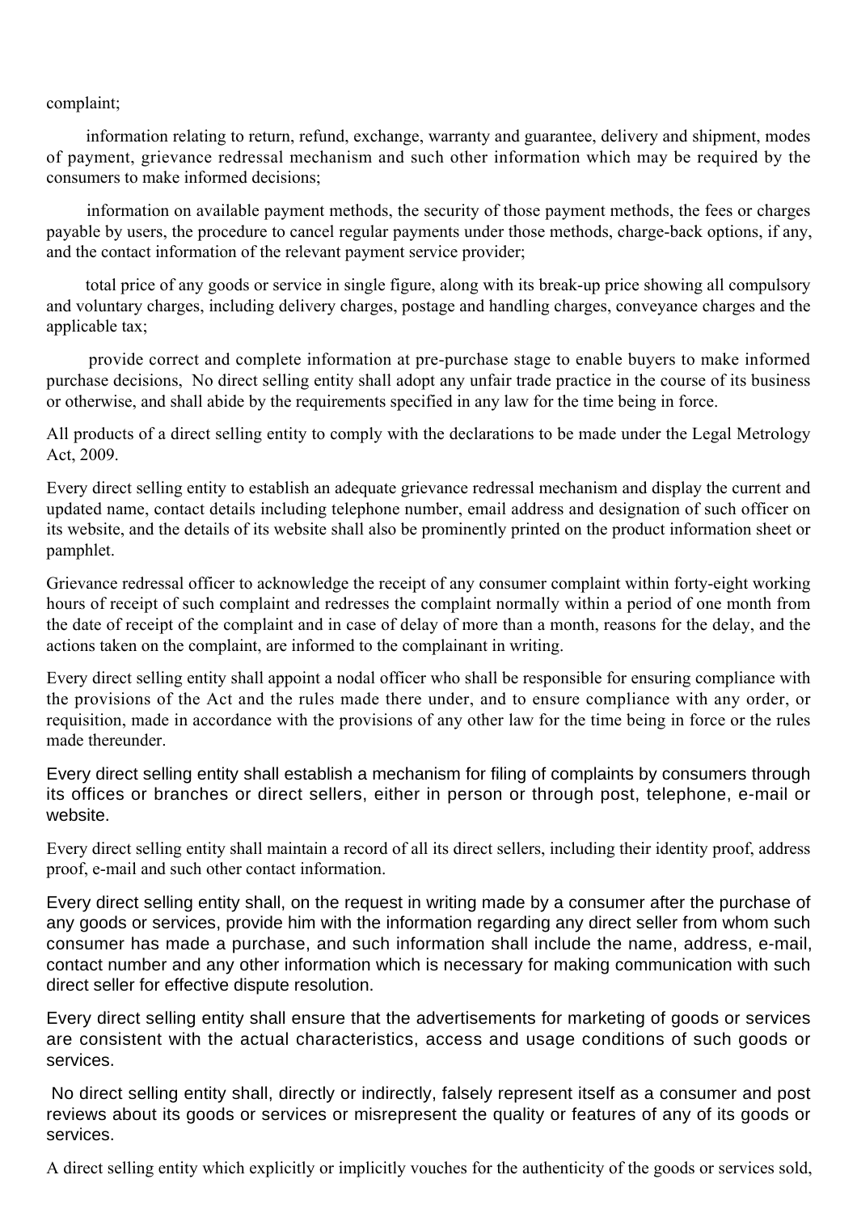complaint;

information relating to return, refund, exchange, warranty and guarantee, delivery and shipment, modes of payment, grievance redressal mechanism and such other information which may be required by the consumers to make informed decisions;

information on available payment methods, the security of those payment methods, the fees or charges payable by users, the procedure to cancel regular payments under those methods, charge-back options, if any, and the contact information of the relevant payment service provider;

total price of any goods or service in single figure, along with its break-up price showing all compulsory and voluntary charges, including delivery charges, postage and handling charges, conveyance charges and the applicable tax;

provide correct and complete information at pre-purchase stage to enable buyers to make informed purchase decisions, No direct selling entity shall adopt any unfair trade practice in the course of its business or otherwise, and shall abide by the requirements specified in any law for the time being in force.

All products of a direct selling entity to comply with the declarations to be made under the Legal Metrology Act, 2009.

Every direct selling entity to establish an adequate grievance redressal mechanism and display the current and updated name, contact details including telephone number, email address and designation of such officer on its website, and the details of its website shall also be prominently printed on the product information sheet or pamphlet.

Grievance redressal officer to acknowledge the receipt of any consumer complaint within forty-eight working hours of receipt of such complaint and redresses the complaint normally within a period of one month from the date of receipt of the complaint and in case of delay of more than a month, reasons for the delay, and the actions taken on the complaint, are informed to the complainant in writing.

Every direct selling entity shall appoint a nodal officer who shall be responsible for ensuring compliance with the provisions of the Act and the rules made there under, and to ensure compliance with any order, or requisition, made in accordance with the provisions of any other law for the time being in force or the rules made thereunder.

Every direct selling entity shall establish a mechanism for filing of complaints by consumers through its offices or branches or direct sellers, either in person or through post, telephone, e-mail or website.

Every direct selling entity shall maintain a record of all its direct sellers, including their identity proof, address proof, e-mail and such other contact information.

Every direct selling entity shall, on the request in writing made by a consumer after the purchase of any goods or services, provide him with the information regarding any direct seller from whom such consumer has made a purchase, and such information shall include the name, address, e-mail, contact number and any other information which is necessary for making communication with such direct seller for effective dispute resolution.

Every direct selling entity shall ensure that the advertisements for marketing of goods or services are consistent with the actual characteristics, access and usage conditions of such goods or services.

No direct selling entity shall, directly or indirectly, falsely represent itself as a consumer and post reviews about its goods or services or misrepresent the quality or features of any of its goods or services.

A direct selling entity which explicitly or implicitly vouches for the authenticity of the goods or services sold,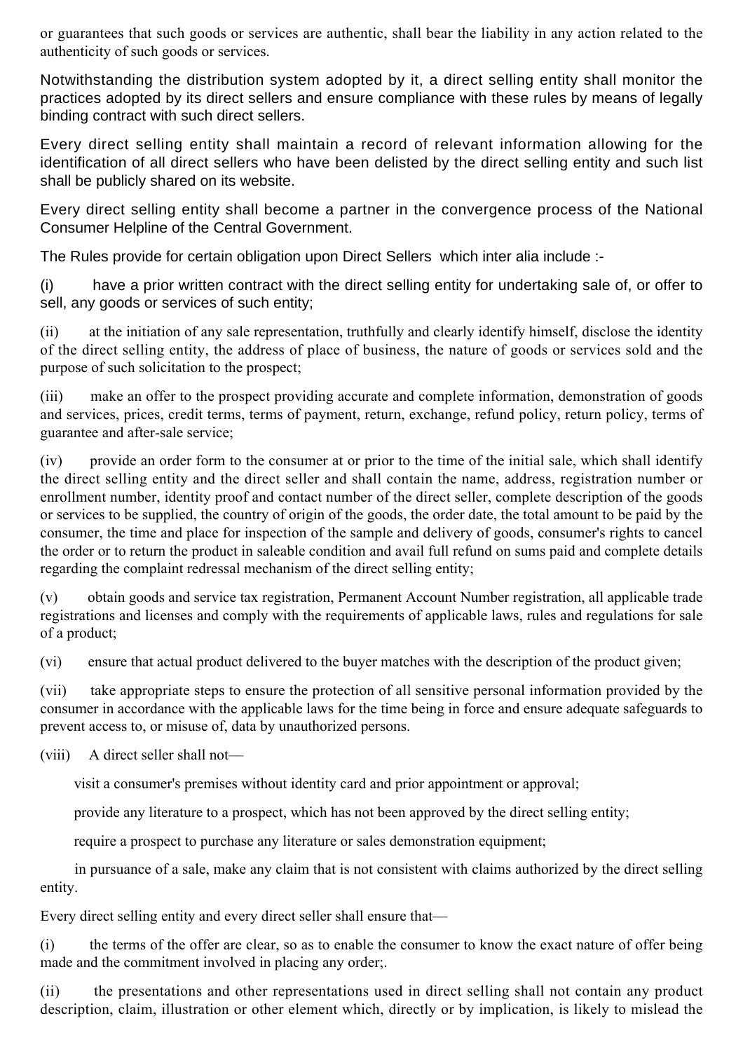or guarantees that such goods or services are authentic, shall bear the liability in any action related to the authenticity of such goods or services.

Notwithstanding the distribution system adopted by it, a direct selling entity shall monitor the practices adopted by its direct sellers and ensure compliance with these rules by means of legally binding contract with such direct sellers.

Every direct selling entity shall maintain a record of relevant information allowing for the identification of all direct sellers who have been delisted by the direct selling entity and such list shall be publicly shared on its website.

Every direct selling entity shall become a partner in the convergence process of the National Consumer Helpline of the Central Government.

The Rules provide for certain obligation upon Direct Sellers which inter alia include :-

(i) have a prior written contract with the direct selling entity for undertaking sale of, or offer to sell, any goods or services of such entity;

(ii) at the initiation of any sale representation, truthfully and clearly identify himself, disclose the identity of the direct selling entity, the address of place of business, the nature of goods or services sold and the purpose of such solicitation to the prospect;

(iii) make an offer to the prospect providing accurate and complete information, demonstration of goods and services, prices, credit terms, terms of payment, return, exchange, refund policy, return policy, terms of guarantee and after-sale service;

(iv) provide an order form to the consumer at or prior to the time of the initial sale, which shall identify the direct selling entity and the direct seller and shall contain the name, address, registration number or enrollment number, identity proof and contact number of the direct seller, complete description of the goods or services to be supplied, the country of origin of the goods, the order date, the total amount to be paid by the consumer, the time and place for inspection of the sample and delivery of goods, consumer's rights to cancel the order or to return the product in saleable condition and avail full refund on sums paid and complete details regarding the complaint redressal mechanism of the direct selling entity;

(v) obtain goods and service tax registration, Permanent Account Number registration, all applicable trade registrations and licenses and comply with the requirements of applicable laws, rules and regulations for sale of a product;

(vi) ensure that actual product delivered to the buyer matches with the description of the product given;

(vii) take appropriate steps to ensure the protection of all sensitive personal information provided by the consumer in accordance with the applicable laws for the time being in force and ensure adequate safeguards to prevent access to, or misuse of, data by unauthorized persons.

(viii) A direct seller shall not—

visit a consumer's premises without identity card and prior appointment or approval;

provide any literature to a prospect, which has not been approved by the direct selling entity;

require a prospect to purchase any literature or sales demonstration equipment;

in pursuance of a sale, make any claim that is not consistent with claims authorized by the direct selling entity.

Every direct selling entity and every direct seller shall ensure that—

(i) the terms of the offer are clear, so as to enable the consumer to know the exact nature of offer being made and the commitment involved in placing any order;.

(ii) the presentations and other representations used in direct selling shall not contain any product description, claim, illustration or other element which, directly or by implication, is likely to mislead the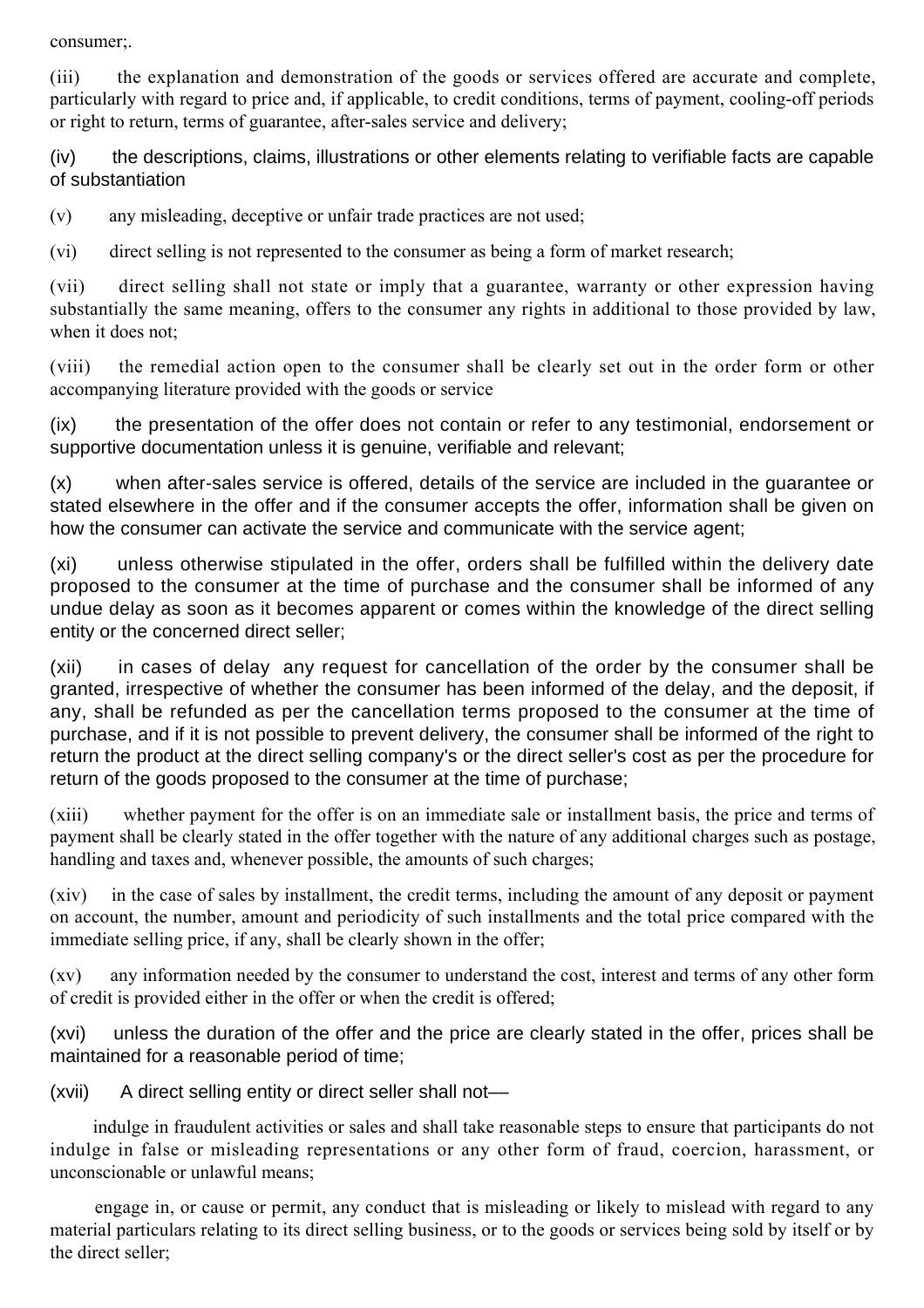consumer;.

(iii) the explanation and demonstration of the goods or services offered are accurate and complete, particularly with regard to price and, if applicable, to credit conditions, terms of payment, cooling-off periods or right to return, terms of guarantee, after-sales service and delivery;

(iv) the descriptions, claims, illustrations or other elements relating to verifiable facts are capable of substantiation

(v) any misleading, deceptive or unfair trade practices are not used;

(vi) direct selling is not represented to the consumer as being a form of market research;

(vii) direct selling shall not state or imply that a guarantee, warranty or other expression having substantially the same meaning, offers to the consumer any rights in additional to those provided by law, when it does not;

(viii) the remedial action open to the consumer shall be clearly set out in the order form or other accompanying literature provided with the goods or service

(ix) the presentation of the offer does not contain or refer to any testimonial, endorsement or supportive documentation unless it is genuine, verifiable and relevant;

(x) when after-sales service is offered, details of the service are included in the guarantee or stated elsewhere in the offer and if the consumer accepts the offer, information shall be given on how the consumer can activate the service and communicate with the service agent;

(xi) unless otherwise stipulated in the offer, orders shall be fulfilled within the delivery date proposed to the consumer at the time of purchase and the consumer shall be informed of any undue delay as soon as it becomes apparent or comes within the knowledge of the direct selling entity or the concerned direct seller;

(xii) in cases of delay any request for cancellation of the order by the consumer shall be granted, irrespective of whether the consumer has been informed of the delay, and the deposit, if any, shall be refunded as per the cancellation terms proposed to the consumer at the time of purchase, and if it is not possible to prevent delivery, the consumer shall be informed of the right to return the product at the direct selling company's or the direct seller's cost as per the procedure for return of the goods proposed to the consumer at the time of purchase;

(xiii) whether payment for the offer is on an immediate sale or installment basis, the price and terms of payment shall be clearly stated in the offer together with the nature of any additional charges such as postage, handling and taxes and, whenever possible, the amounts of such charges;

(xiv) in the case of sales by installment, the credit terms, including the amount of any deposit or payment on account, the number, amount and periodicity of such installments and the total price compared with the immediate selling price, if any, shall be clearly shown in the offer;

(xv) any information needed by the consumer to understand the cost, interest and terms of any other form of credit is provided either in the offer or when the credit is offered;

(xvi) unless the duration of the offer and the price are clearly stated in the offer, prices shall be maintained for a reasonable period of time;

(xvii) A direct selling entity or direct seller shall not––

indulge in fraudulent activities or sales and shall take reasonable steps to ensure that participants do not indulge in false or misleading representations or any other form of fraud, coercion, harassment, or unconscionable or unlawful means;

engage in, or cause or permit, any conduct that is misleading or likely to mislead with regard to any material particulars relating to its direct selling business, or to the goods or services being sold by itself or by the direct seller;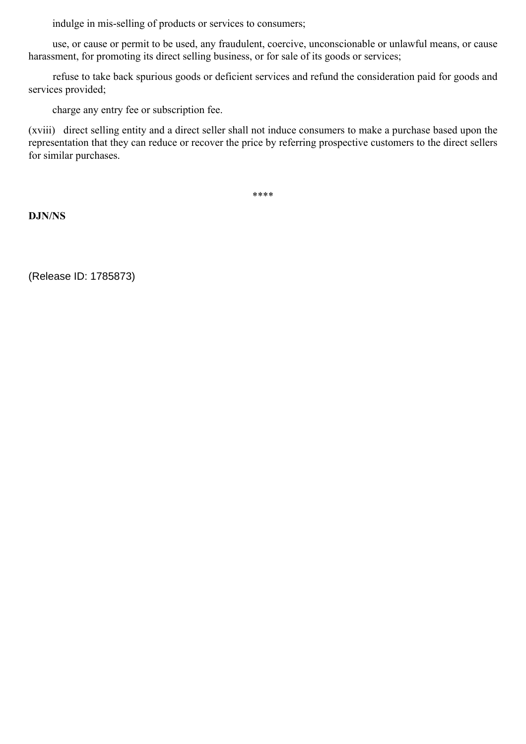indulge in mis-selling of products or services to consumers;

use, or cause or permit to be used, any fraudulent, coercive, unconscionable or unlawful means, or cause harassment, for promoting its direct selling business, or for sale of its goods or services;

refuse to take back spurious goods or deficient services and refund the consideration paid for goods and services provided;

charge any entry fee or subscription fee.

(xviii) direct selling entity and a direct seller shall not induce consumers to make a purchase based upon the representation that they can reduce or recover the price by referring prospective customers to the direct sellers for similar purchases.

****

**DJN/NS**

(Release ID: 1785873)